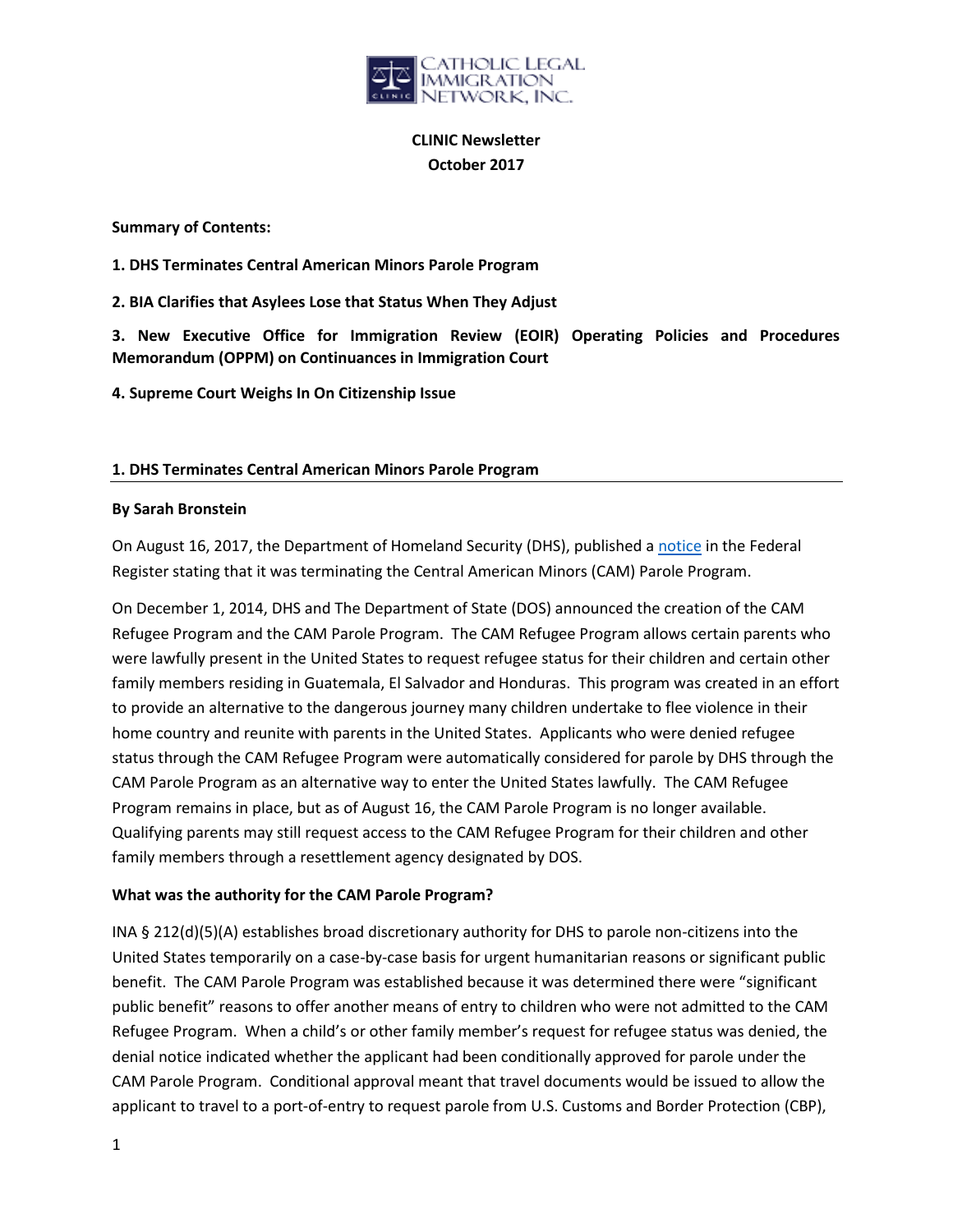CATHOLIC LEGAL IMMIGRATION NETWORK, INC.

**CLINIC Newsletter**
**October 2017**

**Summary of Contents:**

**1. DHS Terminates Central American Minors Parole Program**

**2. BIA Clarifies that Asylees Lose that Status When They Adjust**

**3. New Executive Office for Immigration Review (EOIR) Operating Policies and Procedures Memorandum (OPPM) on Continuances in Immigration Court**

**4. Supreme Court Weighs In On Citizenship Issue**

## 1. DHS Terminates Central American Minors Parole Program

**By Sarah Bronstein**

On August 16, 2017, the Department of Homeland Security (DHS), published a notice in the Federal Register stating that it was terminating the Central American Minors (CAM) Parole Program.

On December 1, 2014, DHS and The Department of State (DOS) announced the creation of the CAM Refugee Program and the CAM Parole Program. The CAM Refugee Program allows certain parents who were lawfully present in the United States to request refugee status for their children and certain other family members residing in Guatemala, El Salvador and Honduras. This program was created in an effort to provide an alternative to the dangerous journey many children undertake to flee violence in their home country and reunite with parents in the United States. Applicants who were denied refugee status through the CAM Refugee Program were automatically considered for parole by DHS through the CAM Parole Program as an alternative way to enter the United States lawfully. The CAM Refugee Program remains in place, but as of August 16, the CAM Parole Program is no longer available. Qualifying parents may still request access to the CAM Refugee Program for their children and other family members through a resettlement agency designated by DOS.

**What was the authority for the CAM Parole Program?**

INA § 212(d)(5)(A) establishes broad discretionary authority for DHS to parole non-citizens into the United States temporarily on a case-by-case basis for urgent humanitarian reasons or significant public benefit. The CAM Parole Program was established because it was determined there were "significant public benefit" reasons to offer another means of entry to children who were not admitted to the CAM Refugee Program. When a child's or other family member's request for refugee status was denied, the denial notice indicated whether the applicant had been conditionally approved for parole under the CAM Parole Program. Conditional approval meant that travel documents would be issued to allow the applicant to travel to a port-of-entry to request parole from U.S. Customs and Border Protection (CBP),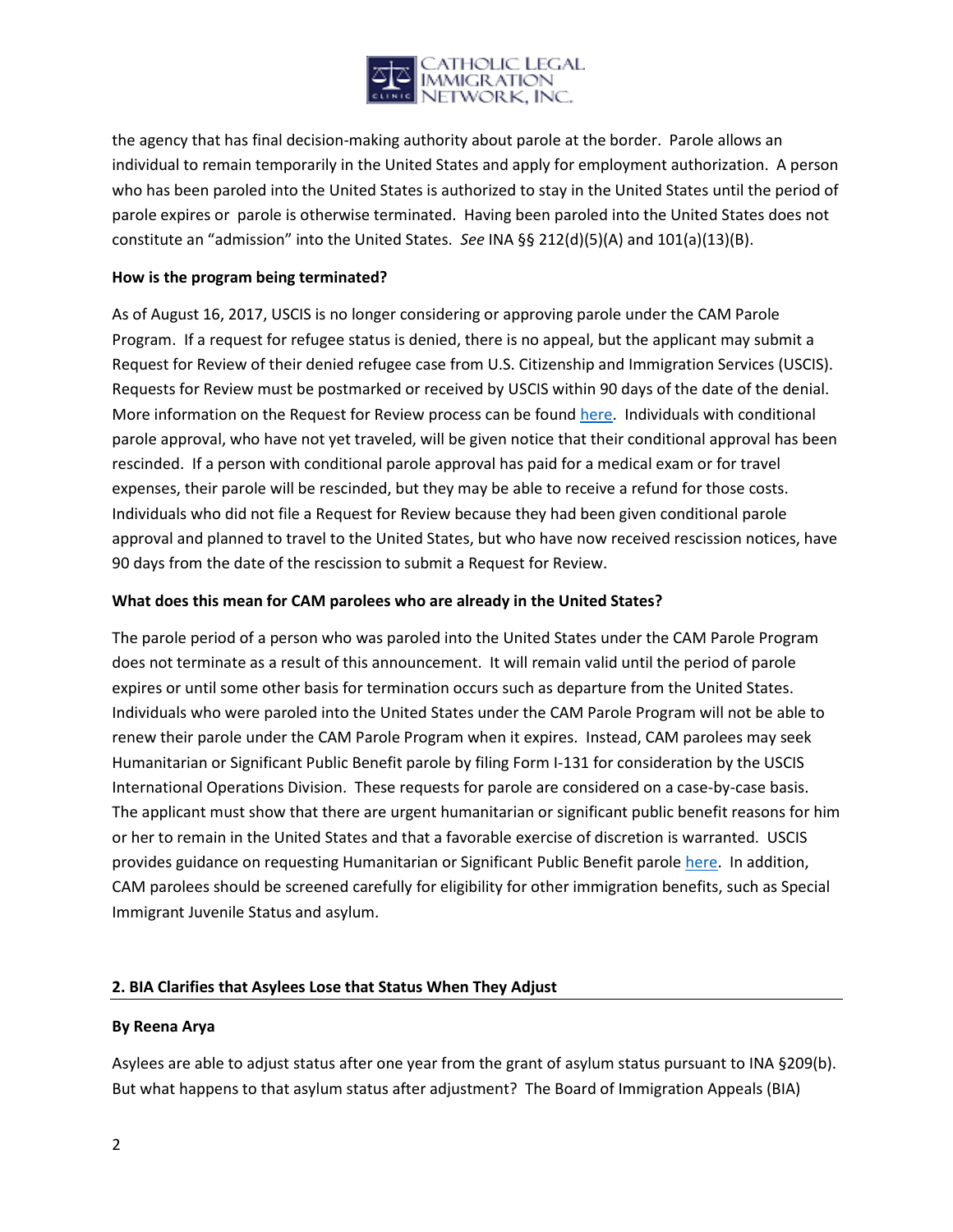the agency that has final decision-making authority about parole at the border. Parole allows an individual to remain temporarily in the United States and apply for employment authorization. A person who has been paroled into the United States is authorized to stay in the United States until the period of parole expires or parole is otherwise terminated. Having been paroled into the United States does not constitute an "admission" into the United States. *See* INA §§ 212(d)(5)(A) and 101(a)(13)(B).

**How is the program being terminated?**

As of August 16, 2017, USCIS is no longer considering or approving parole under the CAM Parole Program. If a request for refugee status is denied, there is no appeal, but the applicant may submit a Request for Review of their denied refugee case from U.S. Citizenship and Immigration Services (USCIS). Requests for Review must be postmarked or received by USCIS within 90 days of the date of the denial. More information on the Request for Review process can be found here. Individuals with conditional parole approval, who have not yet traveled, will be given notice that their conditional approval has been rescinded. If a person with conditional parole approval has paid for a medical exam or for travel expenses, their parole will be rescinded, but they may be able to receive a refund for those costs. Individuals who did not file a Request for Review because they had been given conditional parole approval and planned to travel to the United States, but who have now received rescission notices, have 90 days from the date of the rescission to submit a Request for Review.

**What does this mean for CAM parolees who are already in the United States?**

The parole period of a person who was paroled into the United States under the CAM Parole Program does not terminate as a result of this announcement. It will remain valid until the period of parole expires or until some other basis for termination occurs such as departure from the United States. Individuals who were paroled into the United States under the CAM Parole Program will not be able to renew their parole under the CAM Parole Program when it expires. Instead, CAM parolees may seek Humanitarian or Significant Public Benefit parole by filing Form I-131 for consideration by the USCIS International Operations Division. These requests for parole are considered on a case-by-case basis. The applicant must show that there are urgent humanitarian or significant public benefit reasons for him or her to remain in the United States and that a favorable exercise of discretion is warranted. USCIS provides guidance on requesting Humanitarian or Significant Public Benefit parole here. In addition, CAM parolees should be screened carefully for eligibility for other immigration benefits, such as Special Immigrant Juvenile Status and asylum.

## 2. BIA Clarifies that Asylees Lose that Status When They Adjust

**By Reena Arya**

Asylees are able to adjust status after one year from the grant of asylum status pursuant to INA §209(b). But what happens to that asylum status after adjustment? The Board of Immigration Appeals (BIA)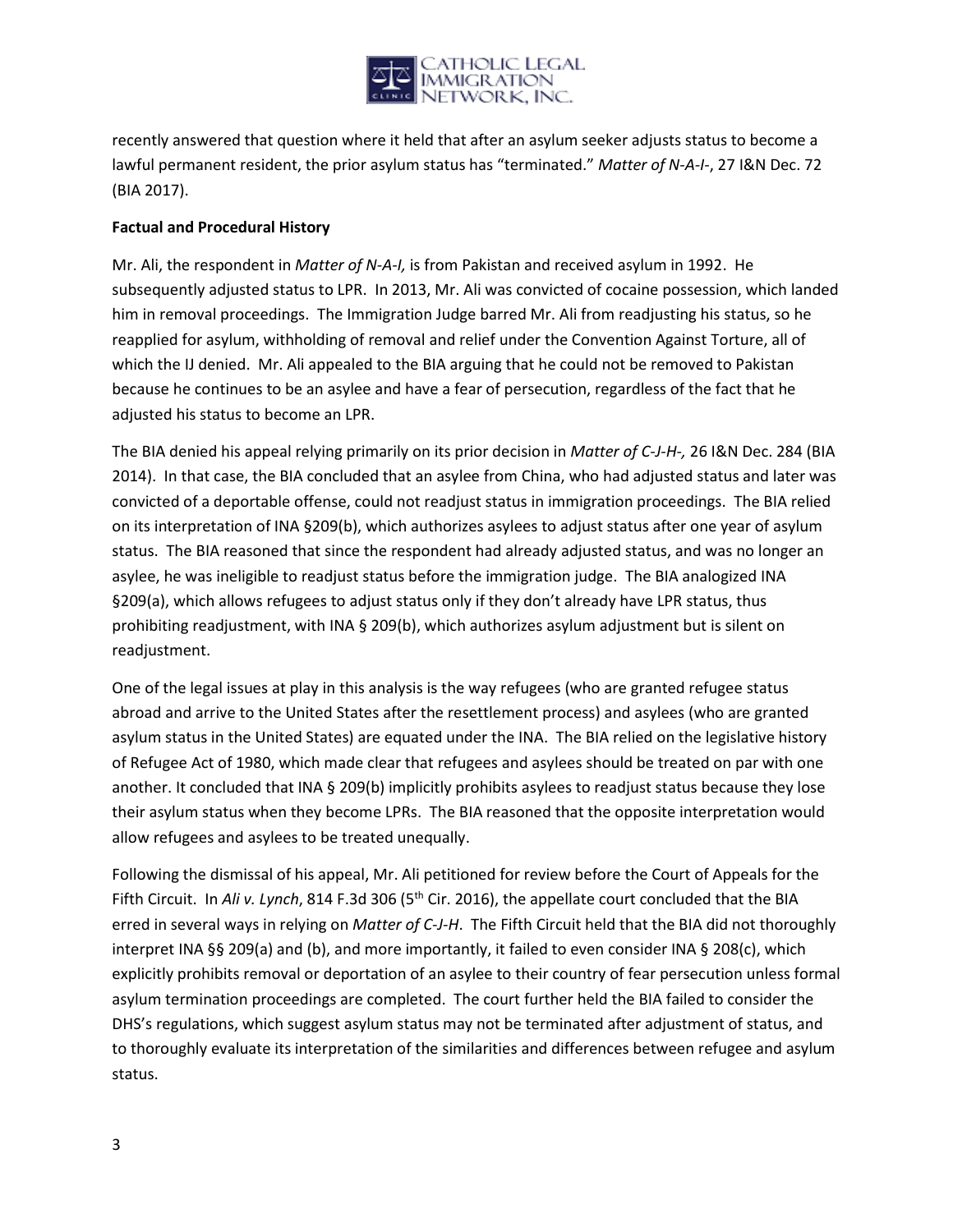recently answered that question where it held that after an asylum seeker adjusts status to become a lawful permanent resident, the prior asylum status has "terminated." *Matter of N-A-I-*, 27 I&N Dec. 72 (BIA 2017).

**Factual and Procedural History**

Mr. Ali, the respondent in *Matter of N-A-I,* is from Pakistan and received asylum in 1992. He subsequently adjusted status to LPR. In 2013, Mr. Ali was convicted of cocaine possession, which landed him in removal proceedings. The Immigration Judge barred Mr. Ali from readjusting his status, so he reapplied for asylum, withholding of removal and relief under the Convention Against Torture, all of which the IJ denied. Mr. Ali appealed to the BIA arguing that he could not be removed to Pakistan because he continues to be an asylee and have a fear of persecution, regardless of the fact that he adjusted his status to become an LPR.

The BIA denied his appeal relying primarily on its prior decision in *Matter of C-J-H-,* 26 I&N Dec. 284 (BIA 2014). In that case, the BIA concluded that an asylee from China, who had adjusted status and later was convicted of a deportable offense, could not readjust status in immigration proceedings. The BIA relied on its interpretation of INA §209(b), which authorizes asylees to adjust status after one year of asylum status. The BIA reasoned that since the respondent had already adjusted status, and was no longer an asylee, he was ineligible to readjust status before the immigration judge. The BIA analogized INA §209(a), which allows refugees to adjust status only if they don't already have LPR status, thus prohibiting readjustment, with INA § 209(b), which authorizes asylum adjustment but is silent on readjustment.

One of the legal issues at play in this analysis is the way refugees (who are granted refugee status abroad and arrive to the United States after the resettlement process) and asylees (who are granted asylum status in the United States) are equated under the INA. The BIA relied on the legislative history of Refugee Act of 1980, which made clear that refugees and asylees should be treated on par with one another. It concluded that INA § 209(b) implicitly prohibits asylees to readjust status because they lose their asylum status when they become LPRs. The BIA reasoned that the opposite interpretation would allow refugees and asylees to be treated unequally.

Following the dismissal of his appeal, Mr. Ali petitioned for review before the Court of Appeals for the Fifth Circuit. In *Ali v. Lynch*, 814 F.3d 306 (5th Cir. 2016), the appellate court concluded that the BIA erred in several ways in relying on *Matter of C-J-H*. The Fifth Circuit held that the BIA did not thoroughly interpret INA §§ 209(a) and (b), and more importantly, it failed to even consider INA § 208(c), which explicitly prohibits removal or deportation of an asylee to their country of fear persecution unless formal asylum termination proceedings are completed. The court further held the BIA failed to consider the DHS's regulations, which suggest asylum status may not be terminated after adjustment of status, and to thoroughly evaluate its interpretation of the similarities and differences between refugee and asylum status.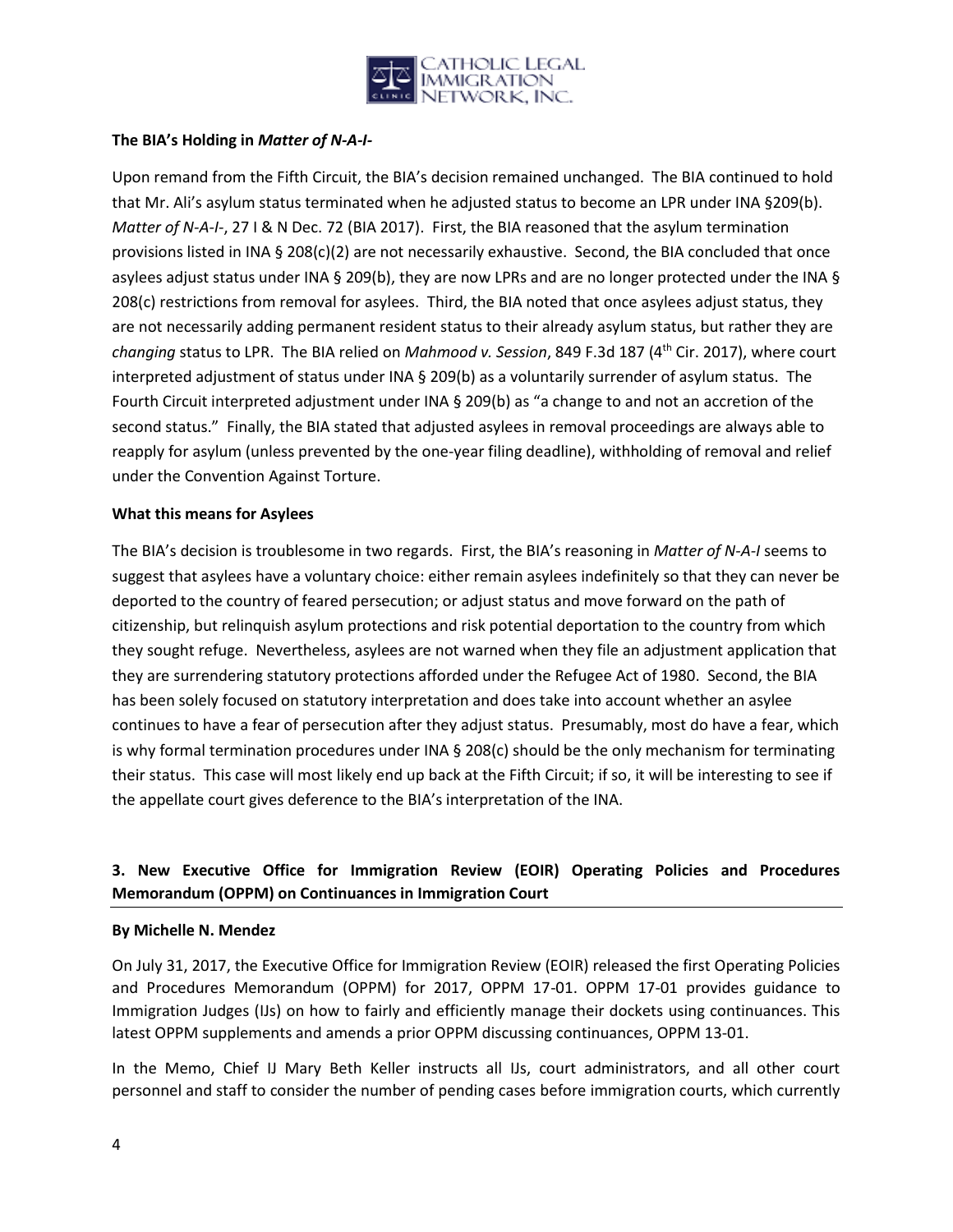**The BIA's Holding in *Matter of N-A-I-***

Upon remand from the Fifth Circuit, the BIA's decision remained unchanged. The BIA continued to hold that Mr. Ali's asylum status terminated when he adjusted status to become an LPR under INA §209(b). *Matter of N-A-I-*, 27 I & N Dec. 72 (BIA 2017). First, the BIA reasoned that the asylum termination provisions listed in INA § 208(c)(2) are not necessarily exhaustive. Second, the BIA concluded that once asylees adjust status under INA § 209(b), they are now LPRs and are no longer protected under the INA § 208(c) restrictions from removal for asylees. Third, the BIA noted that once asylees adjust status, they are not necessarily adding permanent resident status to their already asylum status, but rather they are *changing* status to LPR. The BIA relied on *Mahmood v. Session*, 849 F.3d 187 (4th Cir. 2017), where court interpreted adjustment of status under INA § 209(b) as a voluntarily surrender of asylum status. The Fourth Circuit interpreted adjustment under INA § 209(b) as "a change to and not an accretion of the second status." Finally, the BIA stated that adjusted asylees in removal proceedings are always able to reapply for asylum (unless prevented by the one-year filing deadline), withholding of removal and relief under the Convention Against Torture.

**What this means for Asylees**

The BIA's decision is troublesome in two regards. First, the BIA's reasoning in *Matter of N-A-I* seems to suggest that asylees have a voluntary choice: either remain asylees indefinitely so that they can never be deported to the country of feared persecution; or adjust status and move forward on the path of citizenship, but relinquish asylum protections and risk potential deportation to the country from which they sought refuge. Nevertheless, asylees are not warned when they file an adjustment application that they are surrendering statutory protections afforded under the Refugee Act of 1980. Second, the BIA has been solely focused on statutory interpretation and does take into account whether an asylee continues to have a fear of persecution after they adjust status. Presumably, most do have a fear, which is why formal termination procedures under INA § 208(c) should be the only mechanism for terminating their status. This case will most likely end up back at the Fifth Circuit; if so, it will be interesting to see if the appellate court gives deference to the BIA's interpretation of the INA.

## 3. New Executive Office for Immigration Review (EOIR) Operating Policies and Procedures Memorandum (OPPM) on Continuances in Immigration Court

**By Michelle N. Mendez**

On July 31, 2017, the Executive Office for Immigration Review (EOIR) released the first Operating Policies and Procedures Memorandum (OPPM) for 2017, OPPM 17-01. OPPM 17-01 provides guidance to Immigration Judges (IJs) on how to fairly and efficiently manage their dockets using continuances. This latest OPPM supplements and amends a prior OPPM discussing continuances, OPPM 13-01.

In the Memo, Chief IJ Mary Beth Keller instructs all IJs, court administrators, and all other court personnel and staff to consider the number of pending cases before immigration courts, which currently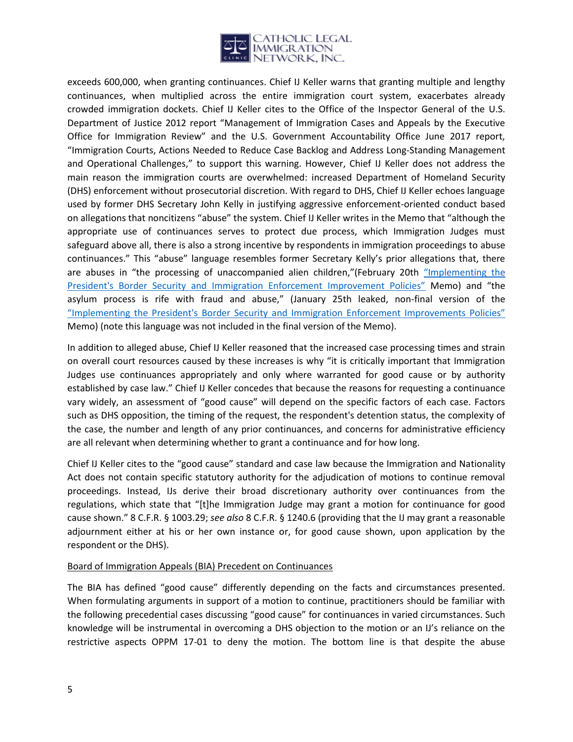exceeds 600,000, when granting continuances. Chief IJ Keller warns that granting multiple and lengthy continuances, when multiplied across the entire immigration court system, exacerbates already crowded immigration dockets. Chief IJ Keller cites to the Office of the Inspector General of the U.S. Department of Justice 2012 report "Management of Immigration Cases and Appeals by the Executive Office for Immigration Review" and the U.S. Government Accountability Office June 2017 report, "Immigration Courts, Actions Needed to Reduce Case Backlog and Address Long-Standing Management and Operational Challenges," to support this warning. However, Chief IJ Keller does not address the main reason the immigration courts are overwhelmed: increased Department of Homeland Security (DHS) enforcement without prosecutorial discretion. With regard to DHS, Chief IJ Keller echoes language used by former DHS Secretary John Kelly in justifying aggressive enforcement-oriented conduct based on allegations that noncitizens "abuse" the system. Chief IJ Keller writes in the Memo that "although the appropriate use of continuances serves to protect due process, which Immigration Judges must safeguard above all, there is also a strong incentive by respondents in immigration proceedings to abuse continuances." This "abuse" language resembles former Secretary Kelly's prior allegations that, there are abuses in "the processing of unaccompanied alien children,"(February 20th "Implementing the President's Border Security and Immigration Enforcement Improvement Policies" Memo) and "the asylum process is rife with fraud and abuse," (January 25th leaked, non-final version of the "Implementing the President's Border Security and Immigration Enforcement Improvements Policies" Memo) (note this language was not included in the final version of the Memo).

In addition to alleged abuse, Chief IJ Keller reasoned that the increased case processing times and strain on overall court resources caused by these increases is why "it is critically important that Immigration Judges use continuances appropriately and only where warranted for good cause or by authority established by case law." Chief IJ Keller concedes that because the reasons for requesting a continuance vary widely, an assessment of "good cause" will depend on the specific factors of each case. Factors such as DHS opposition, the timing of the request, the respondent's detention status, the complexity of the case, the number and length of any prior continuances, and concerns for administrative efficiency are all relevant when determining whether to grant a continuance and for how long.

Chief IJ Keller cites to the "good cause" standard and case law because the Immigration and Nationality Act does not contain specific statutory authority for the adjudication of motions to continue removal proceedings. Instead, IJs derive their broad discretionary authority over continuances from the regulations, which state that "[t]he Immigration Judge may grant a motion for continuance for good cause shown." 8 C.F.R. § 1003.29; *see also* 8 C.F.R. § 1240.6 (providing that the IJ may grant a reasonable adjournment either at his or her own instance or, for good cause shown, upon application by the respondent or the DHS).

## Board of Immigration Appeals (BIA) Precedent on Continuances

The BIA has defined "good cause" differently depending on the facts and circumstances presented. When formulating arguments in support of a motion to continue, practitioners should be familiar with the following precedential cases discussing "good cause" for continuances in varied circumstances. Such knowledge will be instrumental in overcoming a DHS objection to the motion or an IJ's reliance on the restrictive aspects OPPM 17-01 to deny the motion. The bottom line is that despite the abuse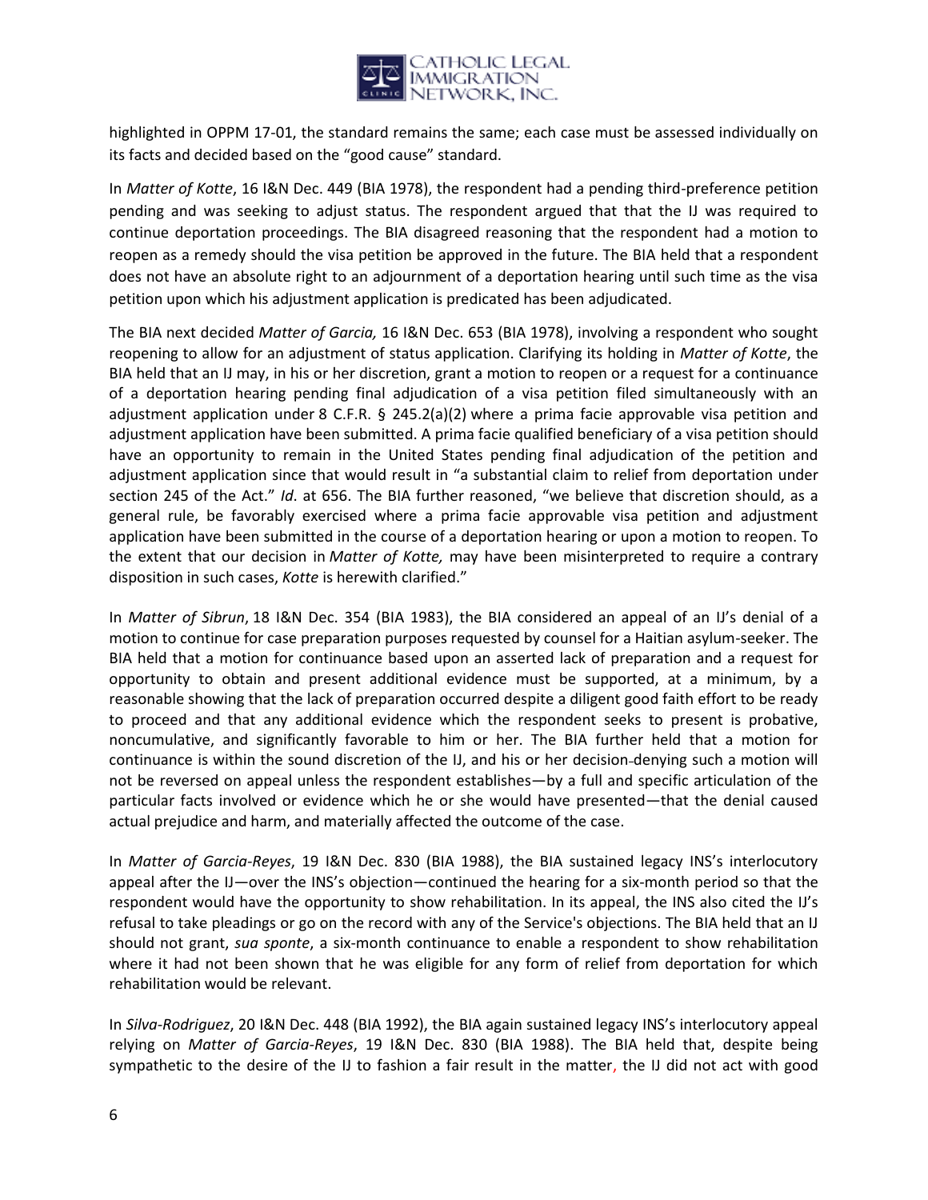highlighted in OPPM 17-01, the standard remains the same; each case must be assessed individually on its facts and decided based on the "good cause" standard.

In *Matter of Kotte*, 16 I&N Dec. 449 (BIA 1978), the respondent had a pending third-preference petition pending and was seeking to adjust status. The respondent argued that that the IJ was required to continue deportation proceedings. The BIA disagreed reasoning that the respondent had a motion to reopen as a remedy should the visa petition be approved in the future. The BIA held that a respondent does not have an absolute right to an adjournment of a deportation hearing until such time as the visa petition upon which his adjustment application is predicated has been adjudicated.

The BIA next decided *Matter of Garcia,* 16 I&N Dec. 653 (BIA 1978), involving a respondent who sought reopening to allow for an adjustment of status application. Clarifying its holding in *Matter of Kotte*, the BIA held that an IJ may, in his or her discretion, grant a motion to reopen or a request for a continuance of a deportation hearing pending final adjudication of a visa petition filed simultaneously with an adjustment application under 8 C.F.R. § 245.2(a)(2) where a prima facie approvable visa petition and adjustment application have been submitted. A prima facie qualified beneficiary of a visa petition should have an opportunity to remain in the United States pending final adjudication of the petition and adjustment application since that would result in "a substantial claim to relief from deportation under section 245 of the Act." *Id*. at 656. The BIA further reasoned, "we believe that discretion should, as a general rule, be favorably exercised where a prima facie approvable visa petition and adjustment application have been submitted in the course of a deportation hearing or upon a motion to reopen. To the extent that our decision in *Matter of Kotte,* may have been misinterpreted to require a contrary disposition in such cases, *Kotte* is herewith clarified."

In *Matter of Sibrun*, 18 I&N Dec. 354 (BIA 1983), the BIA considered an appeal of an IJ's denial of a motion to continue for case preparation purposes requested by counsel for a Haitian asylum-seeker. The BIA held that a motion for continuance based upon an asserted lack of preparation and a request for opportunity to obtain and present additional evidence must be supported, at a minimum, by a reasonable showing that the lack of preparation occurred despite a diligent good faith effort to be ready to proceed and that any additional evidence which the respondent seeks to present is probative, noncumulative, and significantly favorable to him or her. The BIA further held that a motion for continuance is within the sound discretion of the IJ, and his or her decision denying such a motion will not be reversed on appeal unless the respondent establishes—by a full and specific articulation of the particular facts involved or evidence which he or she would have presented—that the denial caused actual prejudice and harm, and materially affected the outcome of the case.

In *Matter of Garcia-Reyes*, 19 I&N Dec. 830 (BIA 1988), the BIA sustained legacy INS's interlocutory appeal after the IJ—over the INS's objection—continued the hearing for a six-month period so that the respondent would have the opportunity to show rehabilitation. In its appeal, the INS also cited the IJ's refusal to take pleadings or go on the record with any of the Service's objections. The BIA held that an IJ should not grant, *sua sponte*, a six-month continuance to enable a respondent to show rehabilitation where it had not been shown that he was eligible for any form of relief from deportation for which rehabilitation would be relevant.

In *Silva-Rodriguez*, 20 I&N Dec. 448 (BIA 1992), the BIA again sustained legacy INS's interlocutory appeal relying on *Matter of Garcia-Reyes*, 19 I&N Dec. 830 (BIA 1988). The BIA held that, despite being sympathetic to the desire of the IJ to fashion a fair result in the matter, the IJ did not act with good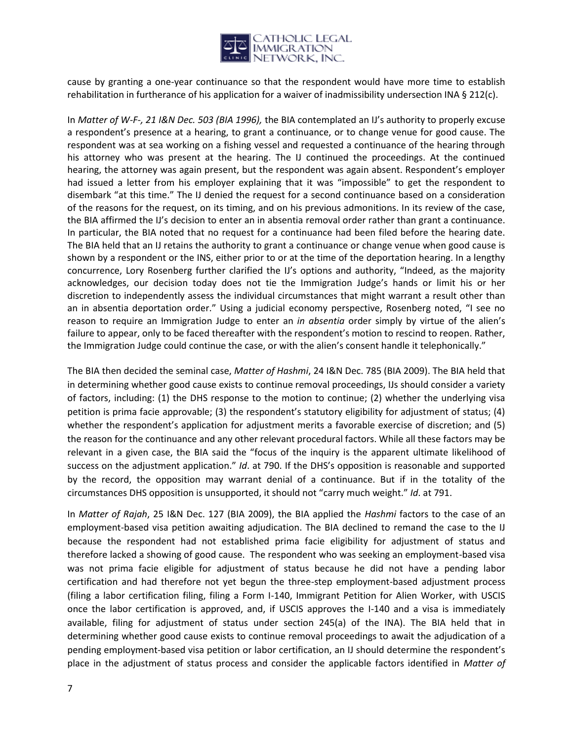cause by granting a one-year continuance so that the respondent would have more time to establish rehabilitation in furtherance of his application for a waiver of inadmissibility undersection INA § 212(c).

In *Matter of W-F-, 21 I&N Dec. 503 (BIA 1996),* the BIA contemplated an IJ's authority to properly excuse a respondent's presence at a hearing, to grant a continuance, or to change venue for good cause. The respondent was at sea working on a fishing vessel and requested a continuance of the hearing through his attorney who was present at the hearing. The IJ continued the proceedings. At the continued hearing, the attorney was again present, but the respondent was again absent. Respondent's employer had issued a letter from his employer explaining that it was "impossible" to get the respondent to disembark "at this time." The IJ denied the request for a second continuance based on a consideration of the reasons for the request, on its timing, and on his previous admonitions. In its review of the case, the BIA affirmed the IJ's decision to enter an in absentia removal order rather than grant a continuance. In particular, the BIA noted that no request for a continuance had been filed before the hearing date. The BIA held that an IJ retains the authority to grant a continuance or change venue when good cause is shown by a respondent or the INS, either prior to or at the time of the deportation hearing. In a lengthy concurrence, Lory Rosenberg further clarified the IJ's options and authority, "Indeed, as the majority acknowledges, our decision today does not tie the Immigration Judge's hands or limit his or her discretion to independently assess the individual circumstances that might warrant a result other than an in absentia deportation order." Using a judicial economy perspective, Rosenberg noted, "I see no reason to require an Immigration Judge to enter an *in absentia* order simply by virtue of the alien's failure to appear, only to be faced thereafter with the respondent's motion to rescind to reopen. Rather, the Immigration Judge could continue the case, or with the alien's consent handle it telephonically."

The BIA then decided the seminal case, *Matter of Hashmi*, 24 I&N Dec. 785 (BIA 2009). The BIA held that in determining whether good cause exists to continue removal proceedings, IJs should consider a variety of factors, including: (1) the DHS response to the motion to continue; (2) whether the underlying visa petition is prima facie approvable; (3) the respondent's statutory eligibility for adjustment of status; (4) whether the respondent's application for adjustment merits a favorable exercise of discretion; and (5) the reason for the continuance and any other relevant procedural factors. While all these factors may be relevant in a given case, the BIA said the "focus of the inquiry is the apparent ultimate likelihood of success on the adjustment application." *Id*. at 790. If the DHS's opposition is reasonable and supported by the record, the opposition may warrant denial of a continuance. But if in the totality of the circumstances DHS opposition is unsupported, it should not "carry much weight." *Id*. at 791.

In *Matter of Rajah*, 25 I&N Dec. 127 (BIA 2009), the BIA applied the *Hashmi* factors to the case of an employment-based visa petition awaiting adjudication. The BIA declined to remand the case to the IJ because the respondent had not established prima facie eligibility for adjustment of status and therefore lacked a showing of good cause. The respondent who was seeking an employment-based visa was not prima facie eligible for adjustment of status because he did not have a pending labor certification and had therefore not yet begun the three-step employment-based adjustment process (filing a labor certification filing, filing a Form I-140, Immigrant Petition for Alien Worker, with USCIS once the labor certification is approved, and, if USCIS approves the I-140 and a visa is immediately available, filing for adjustment of status under section 245(a) of the INA). The BIA held that in determining whether good cause exists to continue removal proceedings to await the adjudication of a pending employment-based visa petition or labor certification, an IJ should determine the respondent's place in the adjustment of status process and consider the applicable factors identified in *Matter of*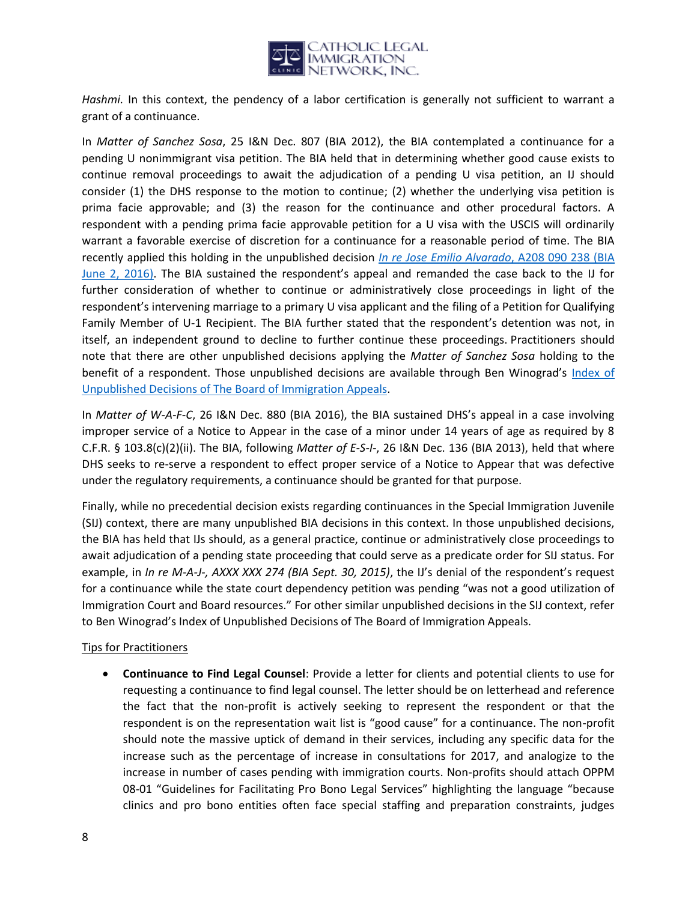*Hashmi.* In this context, the pendency of a labor certification is generally not sufficient to warrant a grant of a continuance.

In *Matter of Sanchez Sosa*, 25 I&N Dec. 807 (BIA 2012), the BIA contemplated a continuance for a pending U nonimmigrant visa petition. The BIA held that in determining whether good cause exists to continue removal proceedings to await the adjudication of a pending U visa petition, an IJ should consider (1) the DHS response to the motion to continue; (2) whether the underlying visa petition is prima facie approvable; and (3) the reason for the continuance and other procedural factors. A respondent with a pending prima facie approvable petition for a U visa with the USCIS will ordinarily warrant a favorable exercise of discretion for a continuance for a reasonable period of time. The BIA recently applied this holding in the unpublished decision [*In re Jose Emilio Alvarado*, A208 090 238 (BIA June 2, 2016)]. The BIA sustained the respondent's appeal and remanded the case back to the IJ for further consideration of whether to continue or administratively close proceedings in light of the respondent's intervening marriage to a primary U visa applicant and the filing of a Petition for Qualifying Family Member of U-1 Recipient. The BIA further stated that the respondent's detention was not, in itself, an independent ground to decline to further continue these proceedings. Practitioners should note that there are other unpublished decisions applying the *Matter of Sanchez Sosa* holding to the benefit of a respondent. Those unpublished decisions are available through Ben Winograd's [Index of Unpublished Decisions of The Board of Immigration Appeals].

In *Matter of W-A-F-C*, 26 I&N Dec. 880 (BIA 2016), the BIA sustained DHS's appeal in a case involving improper service of a Notice to Appear in the case of a minor under 14 years of age as required by 8 C.F.R. § 103.8(c)(2)(ii). The BIA, following *Matter of E-S-I-*, 26 I&N Dec. 136 (BIA 2013), held that where DHS seeks to re-serve a respondent to effect proper service of a Notice to Appear that was defective under the regulatory requirements, a continuance should be granted for that purpose.

Finally, while no precedential decision exists regarding continuances in the Special Immigration Juvenile (SIJ) context, there are many unpublished BIA decisions in this context. In those unpublished decisions, the BIA has held that IJs should, as a general practice, continue or administratively close proceedings to await adjudication of a pending state proceeding that could serve as a predicate order for SIJ status. For example, in *In re M-A-J-, AXXX XXX 274 (BIA Sept. 30, 2015)*, the IJ's denial of the respondent's request for a continuance while the state court dependency petition was pending "was not a good utilization of Immigration Court and Board resources." For other similar unpublished decisions in the SIJ context, refer to Ben Winograd's Index of Unpublished Decisions of The Board of Immigration Appeals.

<u>Tips for Practitioners</u>

- **Continuance to Find Legal Counsel**: Provide a letter for clients and potential clients to use for requesting a continuance to find legal counsel. The letter should be on letterhead and reference the fact that the non-profit is actively seeking to represent the respondent or that the respondent is on the representation wait list is "good cause" for a continuance. The non-profit should note the massive uptick of demand in their services, including any specific data for the increase such as the percentage of increase in consultations for 2017, and analogize to the increase in number of cases pending with immigration courts. Non-profits should attach OPPM 08-01 "Guidelines for Facilitating Pro Bono Legal Services" highlighting the language "because clinics and pro bono entities often face special staffing and preparation constraints, judges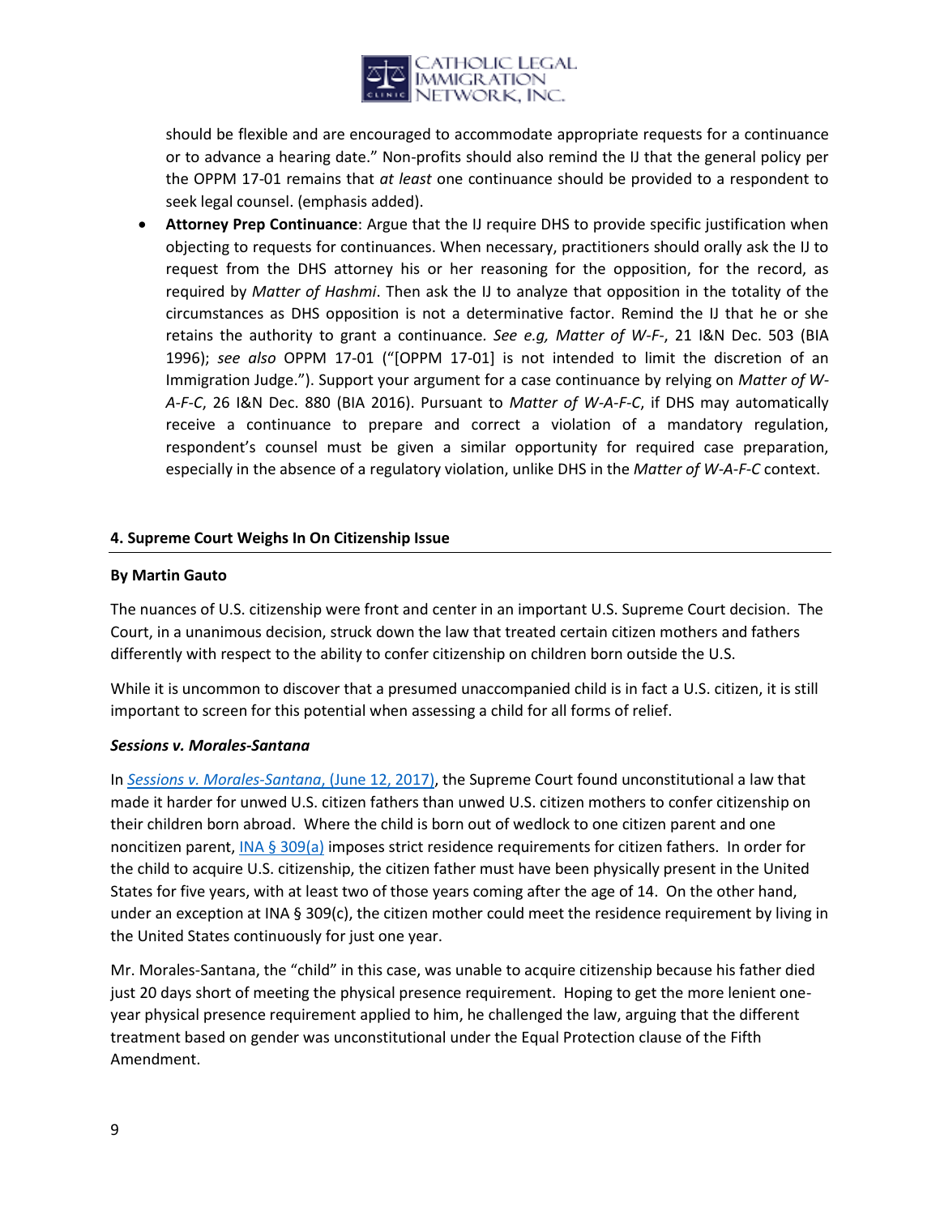should be flexible and are encouraged to accommodate appropriate requests for a continuance or to advance a hearing date." Non-profits should also remind the IJ that the general policy per the OPPM 17-01 remains that *at least* one continuance should be provided to a respondent to seek legal counsel. (emphasis added).

- **Attorney Prep Continuance**: Argue that the IJ require DHS to provide specific justification when objecting to requests for continuances. When necessary, practitioners should orally ask the IJ to request from the DHS attorney his or her reasoning for the opposition, for the record, as required by *Matter of Hashmi*. Then ask the IJ to analyze that opposition in the totality of the circumstances as DHS opposition is not a determinative factor. Remind the IJ that he or she retains the authority to grant a continuance. *See e.g, Matter of W-F-*, 21 I&N Dec. 503 (BIA 1996); *see also* OPPM 17-01 ("[OPPM 17-01] is not intended to limit the discretion of an Immigration Judge."). Support your argument for a case continuance by relying on *Matter of W-A-F-C*, 26 I&N Dec. 880 (BIA 2016). Pursuant to *Matter of W-A-F-C*, if DHS may automatically receive a continuance to prepare and correct a violation of a mandatory regulation, respondent's counsel must be given a similar opportunity for required case preparation, especially in the absence of a regulatory violation, unlike DHS in the *Matter of W-A-F-C* context.

## 4. Supreme Court Weighs In On Citizenship Issue

**By Martin Gauto**

The nuances of U.S. citizenship were front and center in an important U.S. Supreme Court decision. The Court, in a unanimous decision, struck down the law that treated certain citizen mothers and fathers differently with respect to the ability to confer citizenship on children born outside the U.S.

While it is uncommon to discover that a presumed unaccompanied child is in fact a U.S. citizen, it is still important to screen for this potential when assessing a child for all forms of relief.

### *Sessions v. Morales-Santana*

In *Sessions v. Morales-Santana*, (June 12, 2017), the Supreme Court found unconstitutional a law that made it harder for unwed U.S. citizen fathers than unwed U.S. citizen mothers to confer citizenship on their children born abroad. Where the child is born out of wedlock to one citizen parent and one noncitizen parent, INA § 309(a) imposes strict residence requirements for citizen fathers. In order for the child to acquire U.S. citizenship, the citizen father must have been physically present in the United States for five years, with at least two of those years coming after the age of 14. On the other hand, under an exception at INA § 309(c), the citizen mother could meet the residence requirement by living in the United States continuously for just one year.

Mr. Morales-Santana, the "child" in this case, was unable to acquire citizenship because his father died just 20 days short of meeting the physical presence requirement. Hoping to get the more lenient one-year physical presence requirement applied to him, he challenged the law, arguing that the different treatment based on gender was unconstitutional under the Equal Protection clause of the Fifth Amendment.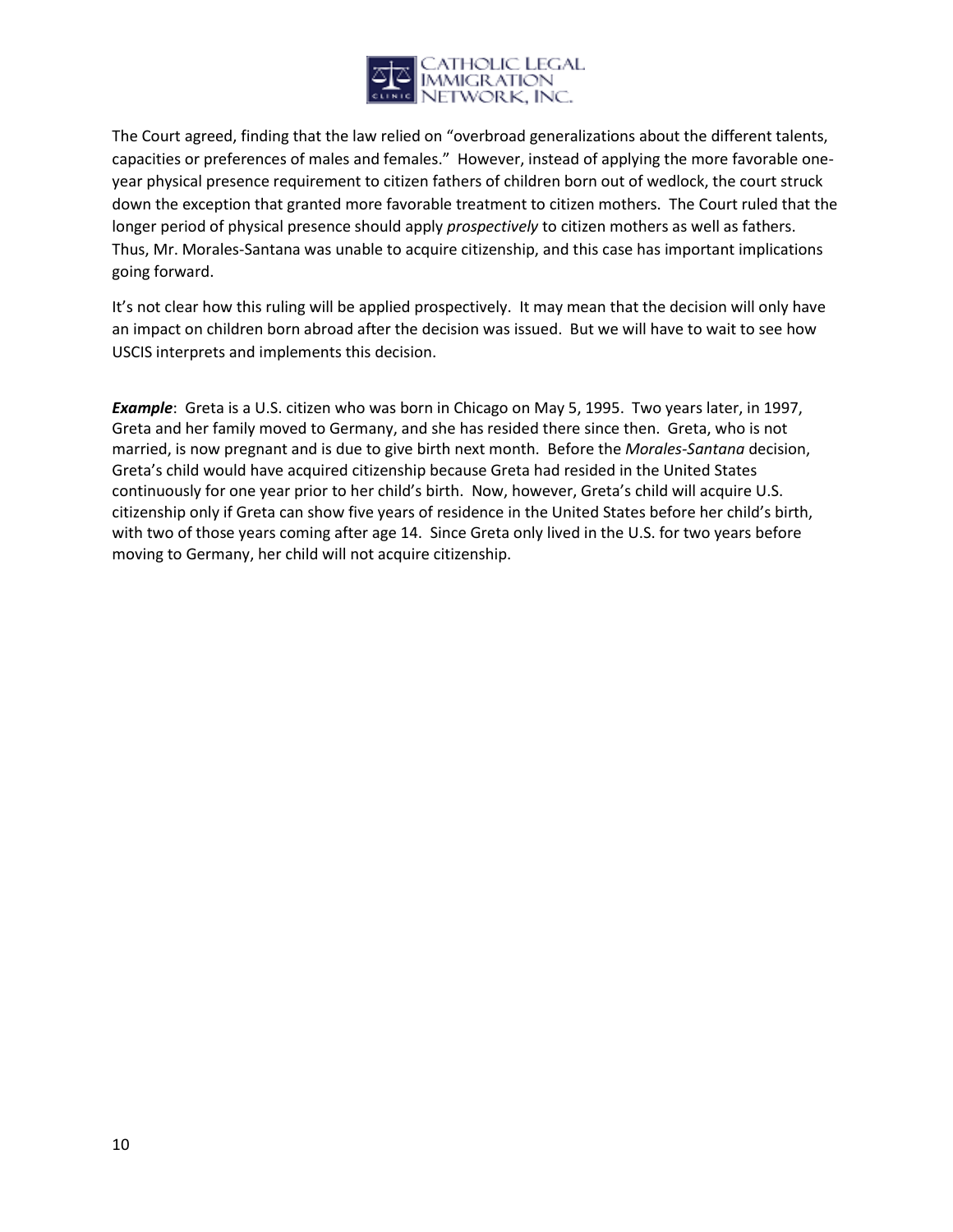The Court agreed, finding that the law relied on "overbroad generalizations about the different talents, capacities or preferences of males and females." However, instead of applying the more favorable one-year physical presence requirement to citizen fathers of children born out of wedlock, the court struck down the exception that granted more favorable treatment to citizen mothers. The Court ruled that the longer period of physical presence should apply *prospectively* to citizen mothers as well as fathers. Thus, Mr. Morales-Santana was unable to acquire citizenship, and this case has important implications going forward.

It's not clear how this ruling will be applied prospectively. It may mean that the decision will only have an impact on children born abroad after the decision was issued. But we will have to wait to see how USCIS interprets and implements this decision.

***Example***: Greta is a U.S. citizen who was born in Chicago on May 5, 1995. Two years later, in 1997, Greta and her family moved to Germany, and she has resided there since then. Greta, who is not married, is now pregnant and is due to give birth next month. Before the *Morales-Santana* decision, Greta's child would have acquired citizenship because Greta had resided in the United States continuously for one year prior to her child's birth. Now, however, Greta's child will acquire U.S. citizenship only if Greta can show five years of residence in the United States before her child's birth, with two of those years coming after age 14. Since Greta only lived in the U.S. for two years before moving to Germany, her child will not acquire citizenship.